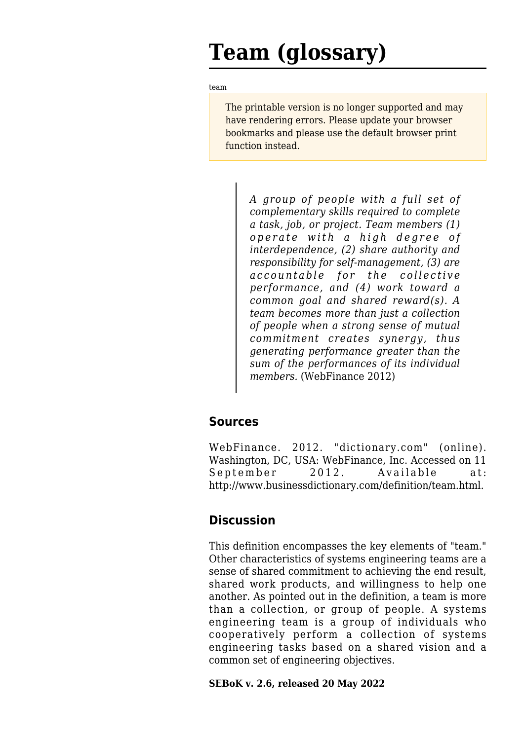# Team (glossary)

team

> The printable version is no longer supported and may have rendering errors. Please update your browser bookmarks and please use the default browser print function instead.

> *A group of people with a full set of complementary skills required to complete a task, job, or project. Team members (1) operate with a high degree of interdependence, (2) share authority and responsibility for self-management, (3) are accountable for the collective performance, and (4) work toward a common goal and shared reward(s). A team becomes more than just a collection of people when a strong sense of mutual commitment creates synergy, thus generating performance greater than the sum of the performances of its individual members.* (WebFinance 2012)

## Sources

WebFinance. 2012. "dictionary.com" (online). Washington, DC, USA: WebFinance, Inc. Accessed on 11 September 2012. Available at: http://www.businessdictionary.com/definition/team.html.

## Discussion

This definition encompasses the key elements of "team." Other characteristics of systems engineering teams are a sense of shared commitment to achieving the end result, shared work products, and willingness to help one another. As pointed out in the definition, a team is more than a collection, or group of people. A systems engineering team is a group of individuals who cooperatively perform a collection of systems engineering tasks based on a shared vision and a common set of engineering objectives.

**SEBoK v. 2.6, released 20 May 2022**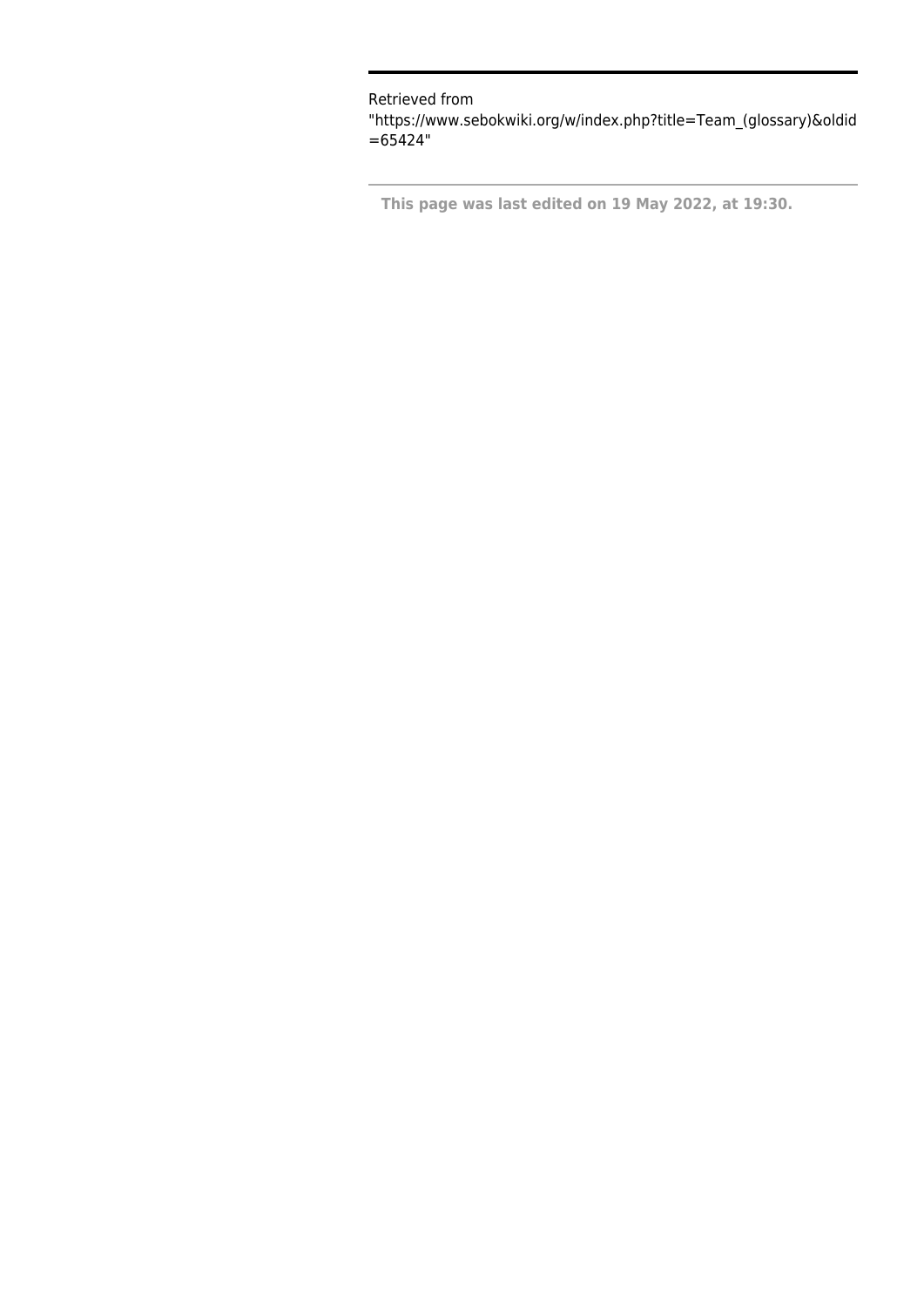Retrieved from "https://www.sebokwiki.org/w/index.php?title=Team_(glossary)&oldid=65424"

**This page was last edited on 19 May 2022, at 19:30.**